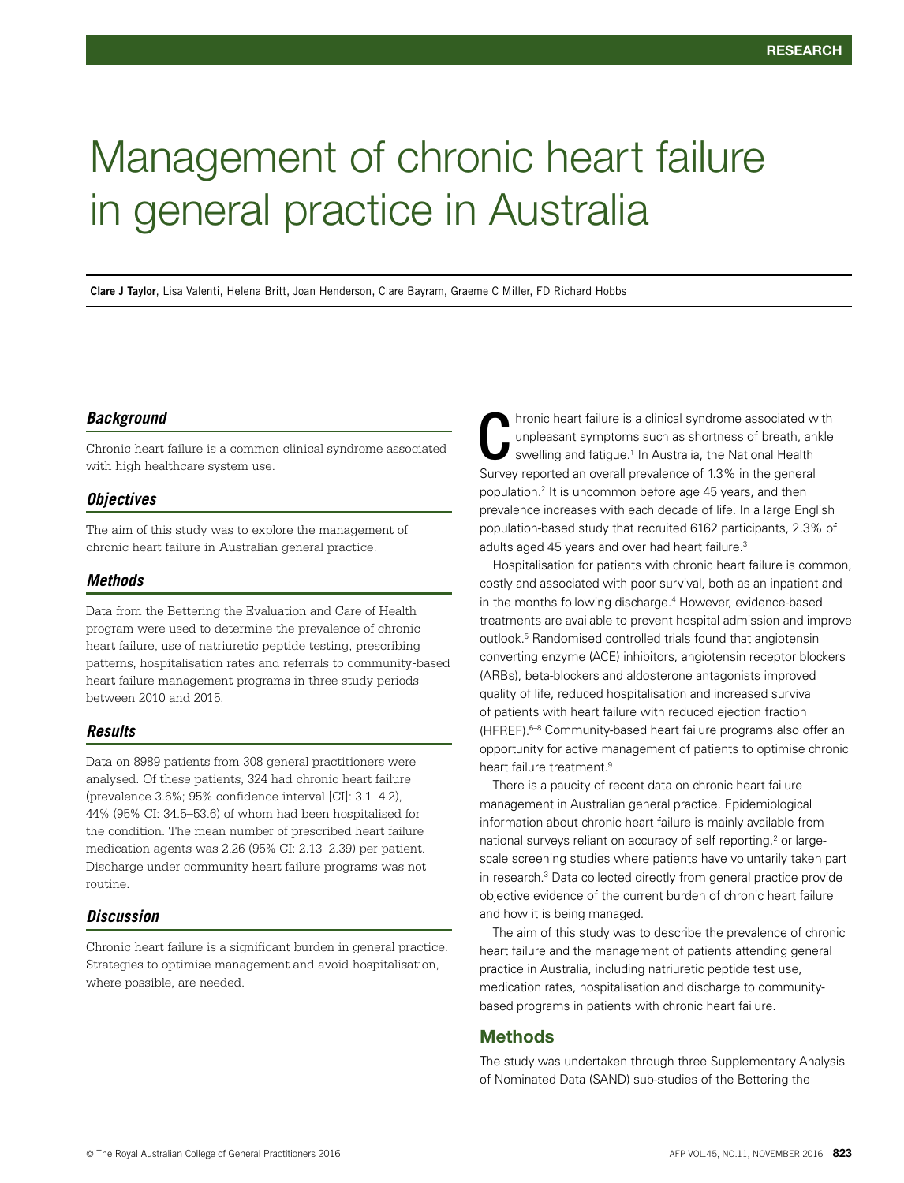# Management of chronic heart failure in general practice in Australia

**Clare J Taylor**, Lisa Valenti, Helena Britt, Joan Henderson, Clare Bayram, Graeme C Miller, FD Richard Hobbs

### *Background*

Chronic heart failure is a common clinical syndrome associated with high healthcare system use.

### *Objectives*

The aim of this study was to explore the management of chronic heart failure in Australian general practice.

### *Methods*

Data from the Bettering the Evaluation and Care of Health program were used to determine the prevalence of chronic heart failure, use of natriuretic peptide testing, prescribing patterns, hospitalisation rates and referrals to community-based heart failure management programs in three study periods between 2010 and 2015.

### *Results*

Data on 8989 patients from 308 general practitioners were analysed. Of these patients, 324 had chronic heart failure (prevalence 3.6%; 95% confidence interval [CI]: 3.1–4.2), 44% (95% CI: 34.5–53.6) of whom had been hospitalised for the condition. The mean number of prescribed heart failure medication agents was 2.26 (95% CI: 2.13–2.39) per patient. Discharge under community heart failure programs was not routine.

### *Discussion*

Chronic heart failure is a significant burden in general practice. Strategies to optimise management and avoid hospitalisation, where possible, are needed.

Chronic heart failure is a clinical syndrome associated with unpleasant symptoms such as shortness of breath, ankle swelling and fatigue.[1] In Australia, the National Health Survey reported an overall prevalence of 1.3% in the general population.[2] It is uncommon before age 45 years, and then prevalence increases with each decade of life. In a large English population-based study that recruited 6162 participants, 2.3% of adults aged 45 years and over had heart failure.[3]

Hospitalisation for patients with chronic heart failure is common, costly and associated with poor survival, both as an inpatient and in the months following discharge.[4] However, evidence-based treatments are available to prevent hospital admission and improve outlook.[5] Randomised controlled trials found that angiotensin converting enzyme (ACE) inhibitors, angiotensin receptor blockers (ARBs), beta-blockers and aldosterone antagonists improved quality of life, reduced hospitalisation and increased survival of patients with heart failure with reduced ejection fraction (HFREF).[6–8] Community-based heart failure programs also offer an opportunity for active management of patients to optimise chronic heart failure treatment.[9]

There is a paucity of recent data on chronic heart failure management in Australian general practice. Epidemiological information about chronic heart failure is mainly available from national surveys reliant on accuracy of self reporting,[2] or large-scale screening studies where patients have voluntarily taken part in research.[3] Data collected directly from general practice provide objective evidence of the current burden of chronic heart failure and how it is being managed.

The aim of this study was to describe the prevalence of chronic heart failure and the management of patients attending general practice in Australia, including natriuretic peptide test use, medication rates, hospitalisation and discharge to community-based programs in patients with chronic heart failure.

## Methods

The study was undertaken through three Supplementary Analysis of Nominated Data (SAND) sub-studies of the Bettering the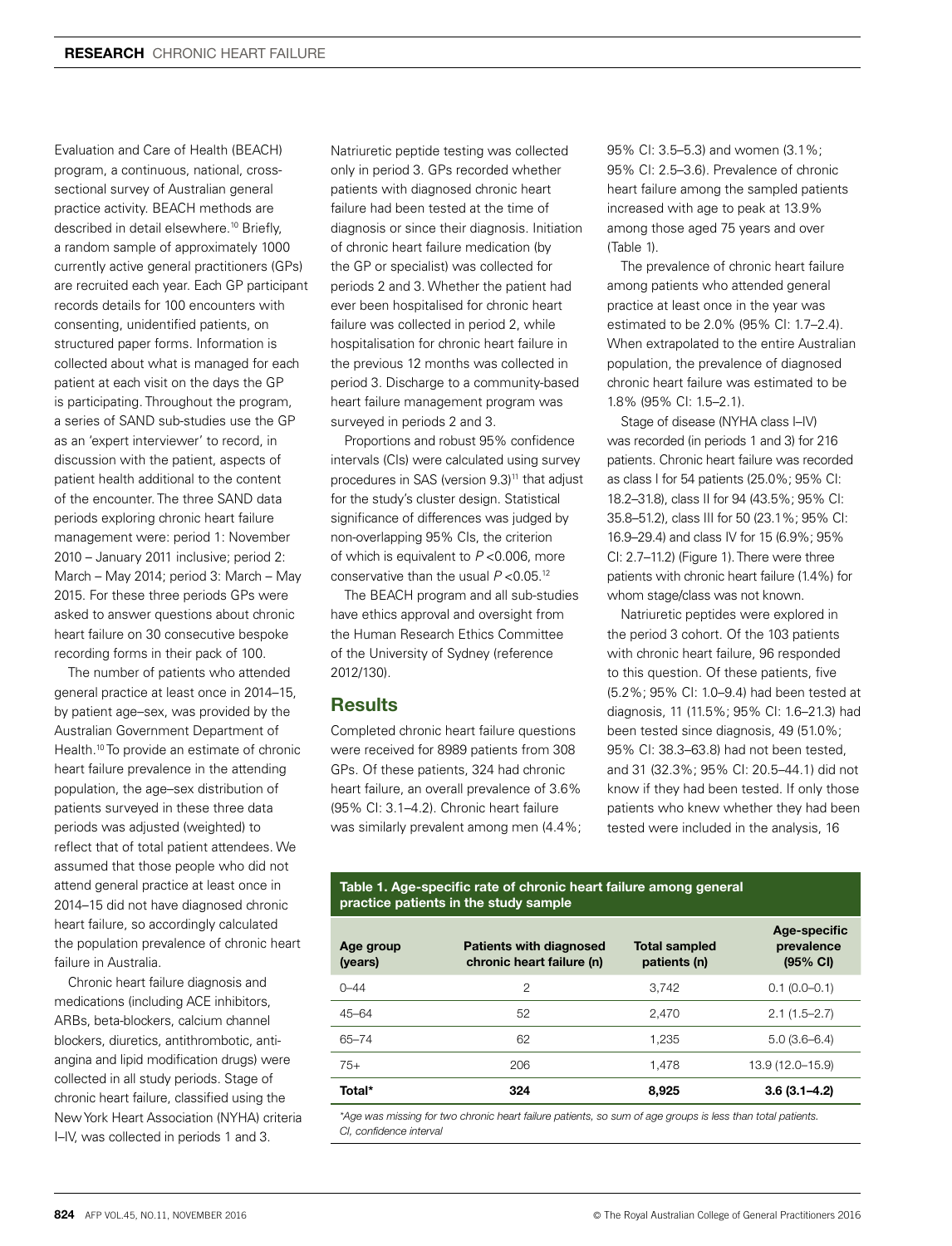Evaluation and Care of Health (BEACH) program, a continuous, national, cross-sectional survey of Australian general practice activity. BEACH methods are described in detail elsewhere.[10] Briefly, a random sample of approximately 1000 currently active general practitioners (GPs) are recruited each year. Each GP participant records details for 100 encounters with consenting, unidentified patients, on structured paper forms. Information is collected about what is managed for each patient at each visit on the days the GP is participating. Throughout the program, a series of SAND sub-studies use the GP as an 'expert interviewer' to record, in discussion with the patient, aspects of patient health additional to the content of the encounter. The three SAND data periods exploring chronic heart failure management were: period 1: November 2010 – January 2011 inclusive; period 2: March – May 2014; period 3: March – May 2015. For these three periods GPs were asked to answer questions about chronic heart failure on 30 consecutive bespoke recording forms in their pack of 100.

The number of patients who attended general practice at least once in 2014–15, by patient age–sex, was provided by the Australian Government Department of Health.[10] To provide an estimate of chronic heart failure prevalence in the attending population, the age–sex distribution of patients surveyed in these three data periods was adjusted (weighted) to reflect that of total patient attendees. We assumed that those people who did not attend general practice at least once in 2014–15 did not have diagnosed chronic heart failure, so accordingly calculated the population prevalence of chronic heart failure in Australia.

Chronic heart failure diagnosis and medications (including ACE inhibitors, ARBs, beta-blockers, calcium channel blockers, diuretics, antithrombotic, anti-angina and lipid modification drugs) were collected in all study periods. Stage of chronic heart failure, classified using the New York Heart Association (NYHA) criteria I–IV, was collected in periods 1 and 3. Natriuretic peptide testing was collected only in period 3. GPs recorded whether patients with diagnosed chronic heart failure had been tested at the time of diagnosis or since their diagnosis. Initiation of chronic heart failure medication (by the GP or specialist) was collected for periods 2 and 3. Whether the patient had ever been hospitalised for chronic heart failure was collected in period 2, while hospitalisation for chronic heart failure in the previous 12 months was collected in period 3. Discharge to a community-based heart failure management program was surveyed in periods 2 and 3.

Proportions and robust 95% confidence intervals (CIs) were calculated using survey procedures in SAS (version 9.3)[11] that adjust for the study's cluster design. Statistical significance of differences was judged by non-overlapping 95% CIs, the criterion of which is equivalent to $P < 0.006$, more conservative than the usual $P < 0.05$.[12]

The BEACH program and all sub-studies have ethics approval and oversight from the Human Research Ethics Committee of the University of Sydney (reference 2012/130).

## Results

Completed chronic heart failure questions were received for 8989 patients from 308 GPs. Of these patients, 324 had chronic heart failure, an overall prevalence of 3.6% (95% CI: 3.1–4.2). Chronic heart failure was similarly prevalent among men (4.4%; 95% CI: 3.5–5.3) and women (3.1%; 95% CI: 2.5–3.6). Prevalence of chronic heart failure among the sampled patients increased with age to peak at 13.9% among those aged 75 years and over (Table 1).

The prevalence of chronic heart failure among patients who attended general practice at least once in the year was estimated to be 2.0% (95% CI: 1.7–2.4). When extrapolated to the entire Australian population, the prevalence of diagnosed chronic heart failure was estimated to be 1.8% (95% CI: 1.5–2.1).

Stage of disease (NYHA class I–IV) was recorded (in periods 1 and 3) for 216 patients. Chronic heart failure was recorded as class I for 54 patients (25.0%; 95% CI: 18.2–31.8), class II for 94 (43.5%; 95% CI: 35.8–51.2), class III for 50 (23.1%; 95% CI: 16.9–29.4) and class IV for 15 (6.9%; 95% CI: 2.7–11.2) (Figure 1). There were three patients with chronic heart failure (1.4%) for whom stage/class was not known.

Natriuretic peptides were explored in the period 3 cohort. Of the 103 patients with chronic heart failure, 96 responded to this question. Of these patients, five (5.2%; 95% CI: 1.0–9.4) had been tested at diagnosis, 11 (11.5%; 95% CI: 1.6–21.3) had been tested since diagnosis, 49 (51.0%; 95% CI: 38.3–63.8) had not been tested, and 31 (32.3%; 95% CI: 20.5–44.1) did not know if they had been tested. If only those patients who knew whether they had been tested were included in the analysis, 16

**Table 1. Age-specific rate of chronic heart failure among general practice patients in the study sample**

| Age group (years) | Patients with diagnosed chronic heart failure (n) | Total sampled patients (n) | Age-specific prevalence (95% CI) |
|---|---|---|---|
| 0–44 | 2 | 3,742 | 0.1 (0.0–0.1) |
| 45–64 | 52 | 2,470 | 2.1 (1.5–2.7) |
| 65–74 | 62 | 1,235 | 5.0 (3.6–6.4) |
| 75+ | 206 | 1,478 | 13.9 (12.0–15.9) |
| **Total*** | **324** | **8,925** | **3.6 (3.1–4.2)** |

*Age was missing for two chronic heart failure patients, so sum of age groups is less than total patients.
CI, confidence interval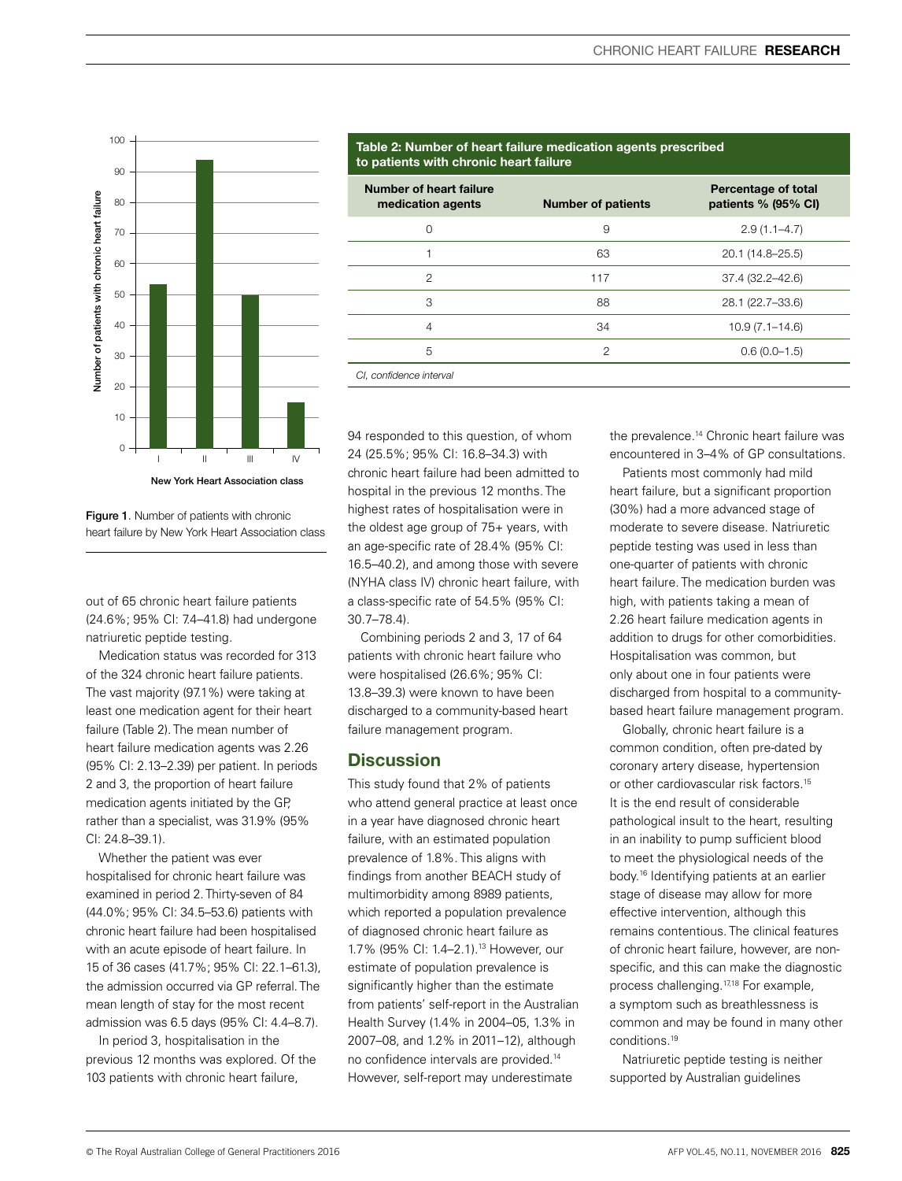Figure 1. Number of patients with chronic heart failure by New York Heart Association class

out of 65 chronic heart failure patients (24.6%; 95% CI: 7.4–41.8) had undergone natriuretic peptide testing.

Medication status was recorded for 313 of the 324 chronic heart failure patients. The vast majority (97.1%) were taking at least one medication agent for their heart failure (Table 2). The mean number of heart failure medication agents was 2.26 (95% CI: 2.13–2.39) per patient. In periods 2 and 3, the proportion of heart failure medication agents initiated by the GP, rather than a specialist, was 31.9% (95% CI: 24.8–39.1).

Whether the patient was ever hospitalised for chronic heart failure was examined in period 2. Thirty-seven of 84 (44.0%; 95% CI: 34.5–53.6) patients with chronic heart failure had been hospitalised with an acute episode of heart failure. In 15 of 36 cases (41.7%; 95% CI: 22.1–61.3), the admission occurred via GP referral. The mean length of stay for the most recent admission was 6.5 days (95% CI: 4.4–8.7).

In period 3, hospitalisation in the previous 12 months was explored. Of the 103 patients with chronic heart failure, 94 responded to this question, of whom 24 (25.5%; 95% CI: 16.8–34.3) with chronic heart failure had been admitted to hospital in the previous 12 months. The highest rates of hospitalisation were in the oldest age group of 75+ years, with an age-specific rate of 28.4% (95% CI: 16.5–40.2), and among those with severe (NYHA class IV) chronic heart failure, with a class-specific rate of 54.5% (95% CI: 30.7–78.4).

Combining periods 2 and 3, 17 of 64 patients with chronic heart failure who were hospitalised (26.6%; 95% CI: 13.8–39.3) were known to have been discharged to a community-based heart failure management program.

**Table 2: Number of heart failure medication agents prescribed to patients with chronic heart failure**

| Number of heart failure medication agents | Number of patients | Percentage of total patients % (95% CI) |
|---|---|---|
| 0 | 9 | 2.9 (1.1–4.7) |
| 1 | 63 | 20.1 (14.8–25.5) |
| 2 | 117 | 37.4 (32.2–42.6) |
| 3 | 88 | 28.1 (22.7–33.6) |
| 4 | 34 | 10.9 (7.1–14.6) |
| 5 | 2 | 0.6 (0.0–1.5) |

*CI, confidence interval*

## Discussion

This study found that 2% of patients who attend general practice at least once in a year have diagnosed chronic heart failure, with an estimated population prevalence of 1.8%. This aligns with findings from another BEACH study of multimorbidity among 8989 patients, which reported a population prevalence of diagnosed chronic heart failure as 1.7% (95% CI: 1.4–2.1).[13] However, our estimate of population prevalence is significantly higher than the estimate from patients' self-report in the Australian Health Survey (1.4% in 2004–05, 1.3% in 2007–08, and 1.2% in 2011–12), although no confidence intervals are provided.[14] However, self-report may underestimate the prevalence.[14] Chronic heart failure was encountered in 3–4% of GP consultations.

Patients most commonly had mild heart failure, but a significant proportion (30%) had a more advanced stage of moderate to severe disease. Natriuretic peptide testing was used in less than one-quarter of patients with chronic heart failure. The medication burden was high, with patients taking a mean of 2.26 heart failure medication agents in addition to drugs for other comorbidities. Hospitalisation was common, but only about one in four patients were discharged from hospital to a community-based heart failure management program.

Globally, chronic heart failure is a common condition, often pre-dated by coronary artery disease, hypertension or other cardiovascular risk factors.[15] It is the end result of considerable pathological insult to the heart, resulting in an inability to pump sufficient blood to meet the physiological needs of the body.[16] Identifying patients at an earlier stage of disease may allow for more effective intervention, although this remains contentious. The clinical features of chronic heart failure, however, are non-specific, and this can make the diagnostic process challenging.[17,18] For example, a symptom such as breathlessness is common and may be found in many other conditions.[19]

Natriuretic peptide testing is neither supported by Australian guidelines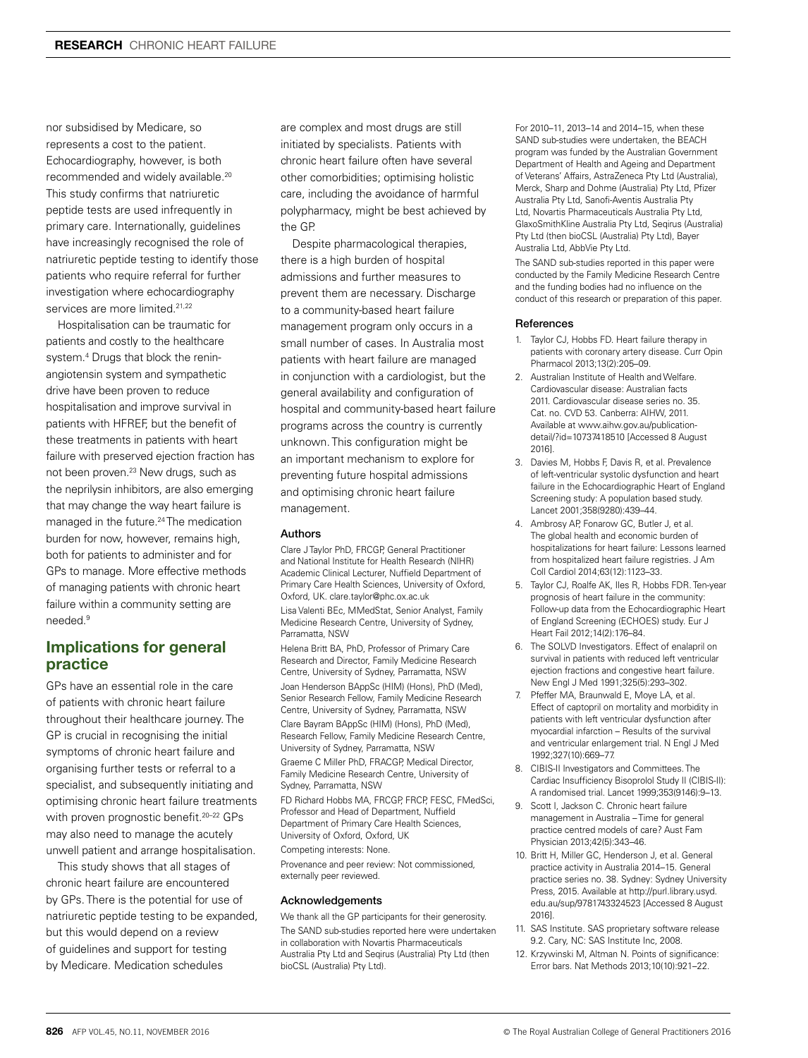nor subsidised by Medicare, so represents a cost to the patient. Echocardiography, however, is both recommended and widely available.[20] This study confirms that natriuretic peptide tests are used infrequently in primary care. Internationally, guidelines have increasingly recognised the role of natriuretic peptide testing to identify those patients who require referral for further investigation where echocardiography services are more limited.[21,22]

Hospitalisation can be traumatic for patients and costly to the healthcare system.[4] Drugs that block the renin-angiotensin system and sympathetic drive have been proven to reduce hospitalisation and improve survival in patients with HFREF, but the benefit of these treatments in patients with heart failure with preserved ejection fraction has not been proven.[23] New drugs, such as the neprilysin inhibitors, are also emerging that may change the way heart failure is managed in the future.[24] The medication burden for now, however, remains high, both for patients to administer and for GPs to manage. More effective methods of managing patients with chronic heart failure within a community setting are needed.[9]

## Implications for general practice

GPs have an essential role in the care of patients with chronic heart failure throughout their healthcare journey. The GP is crucial in recognising the initial symptoms of chronic heart failure and organising further tests or referral to a specialist, and subsequently initiating and optimising chronic heart failure treatments with proven prognostic benefit.[20–22] GPs may also need to manage the acutely unwell patient and arrange hospitalisation.

This study shows that all stages of chronic heart failure are encountered by GPs. There is the potential for use of natriuretic peptide testing to be expanded, but this would depend on a review of guidelines and support for testing by Medicare. Medication schedules are complex and most drugs are still initiated by specialists. Patients with chronic heart failure often have several other comorbidities; optimising holistic care, including the avoidance of harmful polypharmacy, might be best achieved by the GP.

Despite pharmacological therapies, there is a high burden of hospital admissions and further measures to prevent them are necessary. Discharge to a community-based heart failure management program only occurs in a small number of cases. In Australia most patients with heart failure are managed in conjunction with a cardiologist, but the general availability and configuration of hospital and community-based heart failure programs across the country is currently unknown. This configuration might be an important mechanism to explore for preventing future hospital admissions and optimising chronic heart failure management.

### Authors

Clare J Taylor PhD, FRCGP, General Practitioner and National Institute for Health Research (NIHR) Academic Clinical Lecturer, Nuffield Department of Primary Care Health Sciences, University of Oxford, Oxford, UK. clare.taylor@phc.ox.ac.uk

Lisa Valenti BEc, MMedStat, Senior Analyst, Family Medicine Research Centre, University of Sydney, Parramatta, NSW

Helena Britt BA, PhD, Professor of Primary Care Research and Director, Family Medicine Research Centre, University of Sydney, Parramatta, NSW

Joan Henderson BAppSc (HIM) (Hons), PhD (Med), Senior Research Fellow, Family Medicine Research Centre, University of Sydney, Parramatta, NSW

Clare Bayram BAppSc (HIM) (Hons), PhD (Med), Research Fellow, Family Medicine Research Centre, University of Sydney, Parramatta, NSW

Graeme C Miller PhD, FRACGP, Medical Director, Family Medicine Research Centre, University of Sydney, Parramatta, NSW

FD Richard Hobbs MA, FRCGP, FRCP, FESC, FMedSci, Professor and Head of Department, Nuffield Department of Primary Care Health Sciences, University of Oxford, Oxford, UK

Competing interests: None.

Provenance and peer review: Not commissioned, externally peer reviewed.

### Acknowledgements

We thank all the GP participants for their generosity.

The SAND sub-studies reported here were undertaken in collaboration with Novartis Pharmaceuticals Australia Pty Ltd and Seqirus (Australia) Pty Ltd (then bioCSL (Australia) Pty Ltd).

For 2010–11, 2013–14 and 2014–15, when these SAND sub-studies were undertaken, the BEACH program was funded by the Australian Government Department of Health and Ageing and Department of Veterans' Affairs, AstraZeneca Pty Ltd (Australia), Merck, Sharp and Dohme (Australia) Pty Ltd, Pfizer Australia Pty Ltd, Sanofi-Aventis Australia Pty Ltd, Novartis Pharmaceuticals Australia Pty Ltd, GlaxoSmithKline Australia Pty Ltd, Seqirus (Australia) Pty Ltd (then bioCSL (Australia) Pty Ltd), Bayer Australia Ltd, AbbVie Pty Ltd.

The SAND sub-studies reported in this paper were conducted by the Family Medicine Research Centre and the funding bodies had no influence on the conduct of this research or preparation of this paper.

### References

1. Taylor CJ, Hobbs FD. Heart failure therapy in patients with coronary artery disease. Curr Opin Pharmacol 2013;13(2):205–09.
2. Australian Institute of Health and Welfare. Cardiovascular disease: Australian facts 2011. Cardiovascular disease series no. 35. Cat. no. CVD 53. Canberra: AIHW, 2011. Available at www.aihw.gov.au/publication-detail/?id=10737418510 [Accessed 8 August 2016].
3. Davies M, Hobbs F, Davis R, et al. Prevalence of left-ventricular systolic dysfunction and heart failure in the Echocardiographic Heart of England Screening study: A population based study. Lancet 2001;358(9280):439–44.
4. Ambrosy AP, Fonarow GC, Butler J, et al. The global health and economic burden of hospitalizations for heart failure: Lessons learned from hospitalized heart failure registries. J Am Coll Cardiol 2014;63(12):1123–33.
5. Taylor CJ, Roalfe AK, Iles R, Hobbs FDR. Ten-year prognosis of heart failure in the community: Follow-up data from the Echocardiographic Heart of England Screening (ECHOES) study. Eur J Heart Fail 2012;14(2):176–84.
6. The SOLVD Investigators. Effect of enalapril on survival in patients with reduced left ventricular ejection fractions and congestive heart failure. New Engl J Med 1991;325(5):293–302.
7. Pfeffer MA, Braunwald E, Moye LA, et al. Effect of captopril on mortality and morbidity in patients with left ventricular dysfunction after myocardial infarction – Results of the survival and ventricular enlargement trial. N Engl J Med 1992;327(10):669–77.
8. CIBIS-II Investigators and Committees. The Cardiac Insufficiency Bisoprolol Study II (CIBIS-II): A randomised trial. Lancet 1999;353(9146):9–13.
9. Scott I, Jackson C. Chronic heart failure management in Australia – Time for general practice centred models of care? Aust Fam Physician 2013;42(5):343–46.
10. Britt H, Miller GC, Henderson J, et al. General practice activity in Australia 2014–15. General practice series no. 38. Sydney: Sydney University Press, 2015. Available at http://purl.library.usyd.edu.au/sup/9781743324523 [Accessed 8 August 2016].
11. SAS Institute. SAS proprietary software release 9.2. Cary, NC: SAS Institute Inc, 2008.
12. Krzywinski M, Altman N. Points of significance: Error bars. Nat Methods 2013;10(10):921–22.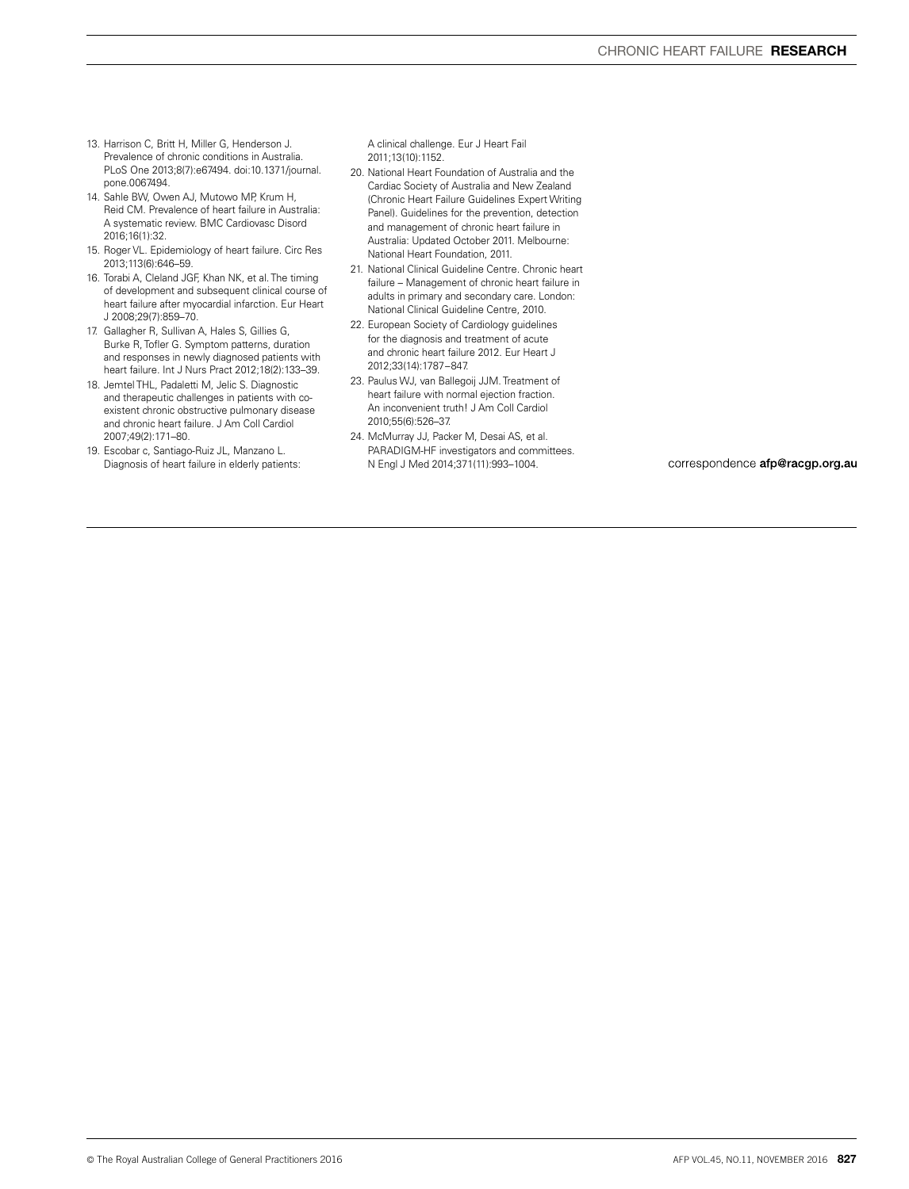13. Harrison C, Britt H, Miller G, Henderson J. Prevalence of chronic conditions in Australia. PLoS One 2013;8(7):e67494. doi:10.1371/journal.pone.0067494.
14. Sahle BW, Owen AJ, Mutowo MP, Krum H, Reid CM. Prevalence of heart failure in Australia: A systematic review. BMC Cardiovasc Disord 2016;16(1):32.
15. Roger VL. Epidemiology of heart failure. Circ Res 2013;113(6):646–59.
16. Torabi A, Cleland JGF, Khan NK, et al. The timing of development and subsequent clinical course of heart failure after myocardial infarction. Eur Heart J 2008;29(7):859–70.
17. Gallagher R, Sullivan A, Hales S, Gillies G, Burke R, Tofler G. Symptom patterns, duration and responses in newly diagnosed patients with heart failure. Int J Nurs Pract 2012;18(2):133–39.
18. Jemtel THL, Padaletti M, Jelic S. Diagnostic and therapeutic challenges in patients with co-existent chronic obstructive pulmonary disease and chronic heart failure. J Am Coll Cardiol 2007;49(2):171–80.
19. Escobar c, Santiago-Ruiz JL, Manzano L. Diagnosis of heart failure in elderly patients: A clinical challenge. Eur J Heart Fail 2011;13(10):1152.
20. National Heart Foundation of Australia and the Cardiac Society of Australia and New Zealand (Chronic Heart Failure Guidelines Expert Writing Panel). Guidelines for the prevention, detection and management of chronic heart failure in Australia: Updated October 2011. Melbourne: National Heart Foundation, 2011.
21. National Clinical Guideline Centre. Chronic heart failure – Management of chronic heart failure in adults in primary and secondary care. London: National Clinical Guideline Centre, 2010.
22. European Society of Cardiology guidelines for the diagnosis and treatment of acute and chronic heart failure 2012. Eur Heart J 2012;33(14):1787–847.
23. Paulus WJ, van Ballegoij JJM. Treatment of heart failure with normal ejection fraction. An inconvenient truth! J Am Coll Cardiol 2010;55(6):526–37.
24. McMurray JJ, Packer M, Desai AS, et al. PARADIGM-HF investigators and committees. N Engl J Med 2014;371(11):993–1004.

correspondence **afp@racgp.org.au**